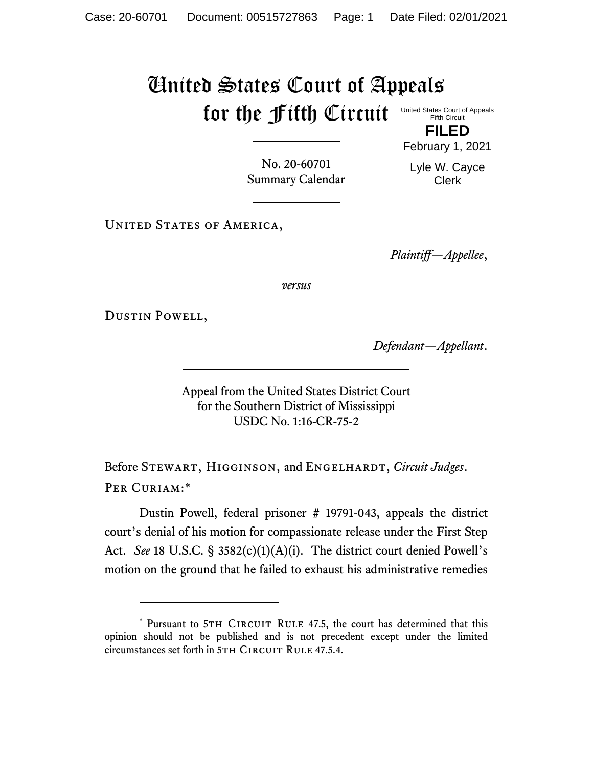# United States Court of Appeals for the Fifth Circuit

United States Court of Appeals
Fifth Circuit

**FILED**

February 1, 2021

Lyle W. Cayce
Clerk

No. 20-60701
Summary Calendar

United States of America,

*Plaintiff—Appellee*,

*versus*

Dustin Powell,

*Defendant—Appellant*.

Appeal from the United States District Court
for the Southern District of Mississippi
USDC No. 1:16-CR-75-2

Before Stewart, Higginson, and Engelhardt, *Circuit Judges*.

Per Curiam:*

Dustin Powell, federal prisoner # 19791-043, appeals the district court's denial of his motion for compassionate release under the First Step Act. *See* 18 U.S.C. § 3582(c)(1)(A)(i). The district court denied Powell's motion on the ground that he failed to exhaust his administrative remedies

---

\* Pursuant to 5th Circuit Rule 47.5, the court has determined that this opinion should not be published and is not precedent except under the limited circumstances set forth in 5th Circuit Rule 47.5.4.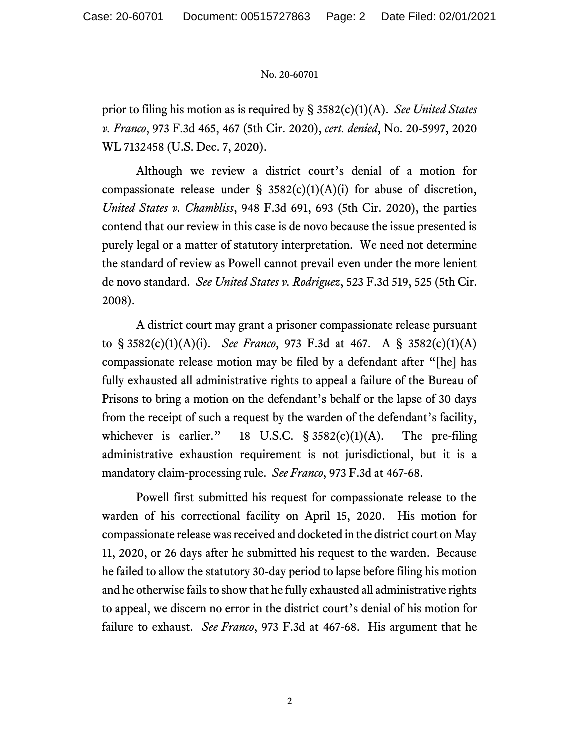prior to filing his motion as is required by § 3582(c)(1)(A). *See United States v. Franco*, 973 F.3d 465, 467 (5th Cir. 2020), *cert. denied*, No. 20-5997, 2020 WL 7132458 (U.S. Dec. 7, 2020).

Although we review a district court's denial of a motion for compassionate release under § 3582(c)(1)(A)(i) for abuse of discretion, *United States v. Chambliss*, 948 F.3d 691, 693 (5th Cir. 2020), the parties contend that our review in this case is de novo because the issue presented is purely legal or a matter of statutory interpretation. We need not determine the standard of review as Powell cannot prevail even under the more lenient de novo standard. *See United States v. Rodriguez*, 523 F.3d 519, 525 (5th Cir. 2008).

A district court may grant a prisoner compassionate release pursuant to § 3582(c)(1)(A)(i). *See Franco*, 973 F.3d at 467. A § 3582(c)(1)(A) compassionate release motion may be filed by a defendant after "[he] has fully exhausted all administrative rights to appeal a failure of the Bureau of Prisons to bring a motion on the defendant's behalf or the lapse of 30 days from the receipt of such a request by the warden of the defendant's facility, whichever is earlier." 18 U.S.C. § 3582(c)(1)(A). The pre-filing administrative exhaustion requirement is not jurisdictional, but it is a mandatory claim-processing rule. *See Franco*, 973 F.3d at 467-68.

Powell first submitted his request for compassionate release to the warden of his correctional facility on April 15, 2020. His motion for compassionate release was received and docketed in the district court on May 11, 2020, or 26 days after he submitted his request to the warden. Because he failed to allow the statutory 30-day period to lapse before filing his motion and he otherwise fails to show that he fully exhausted all administrative rights to appeal, we discern no error in the district court's denial of his motion for failure to exhaust. *See Franco*, 973 F.3d at 467-68. His argument that he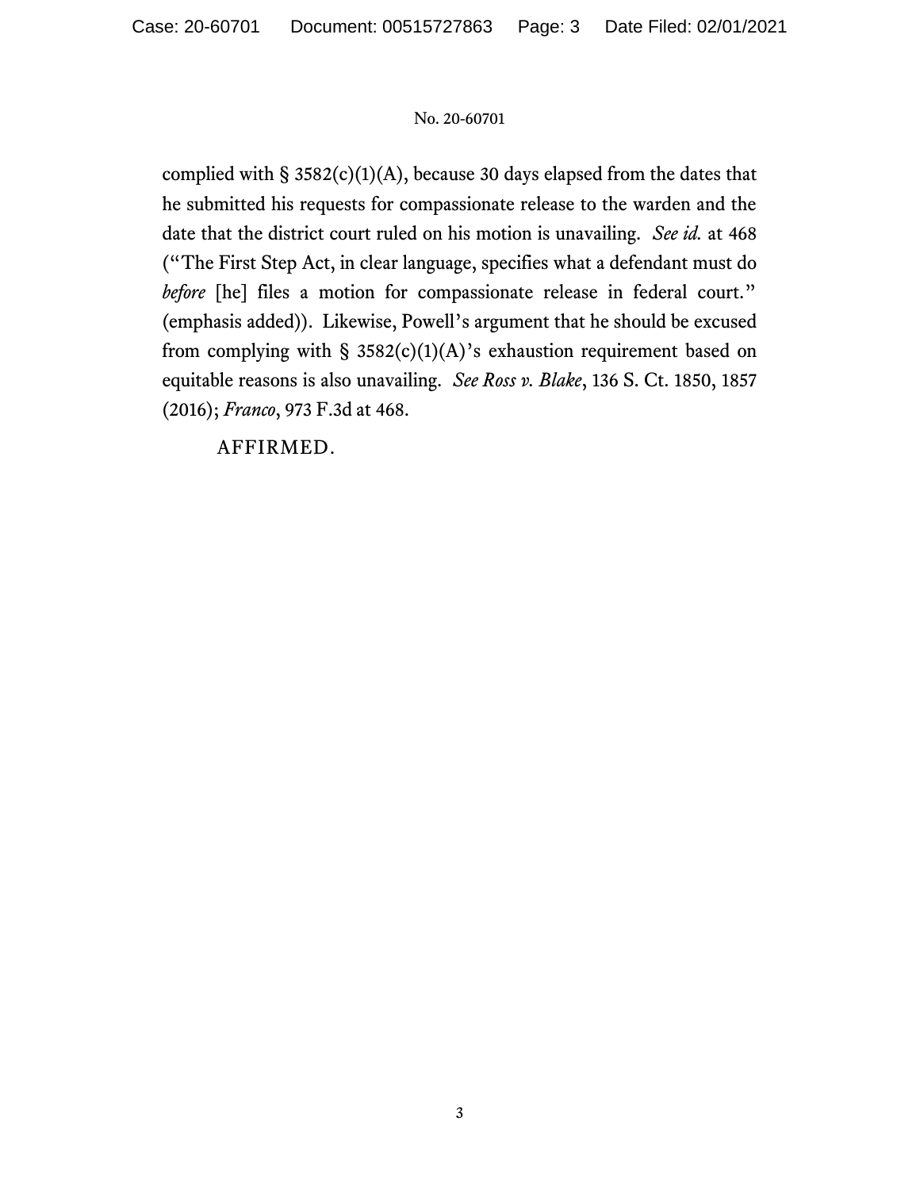complied with § 3582(c)(1)(A), because 30 days elapsed from the dates that he submitted his requests for compassionate release to the warden and the date that the district court ruled on his motion is unavailing. *See id.* at 468 ("The First Step Act, in clear language, specifies what a defendant must do *before* [he] files a motion for compassionate release in federal court." (emphasis added)). Likewise, Powell's argument that he should be excused from complying with § 3582(c)(1)(A)'s exhaustion requirement based on equitable reasons is also unavailing. *See Ross v. Blake*, 136 S. Ct. 1850, 1857 (2016); *Franco*, 973 F.3d at 468.

AFFIRMED.